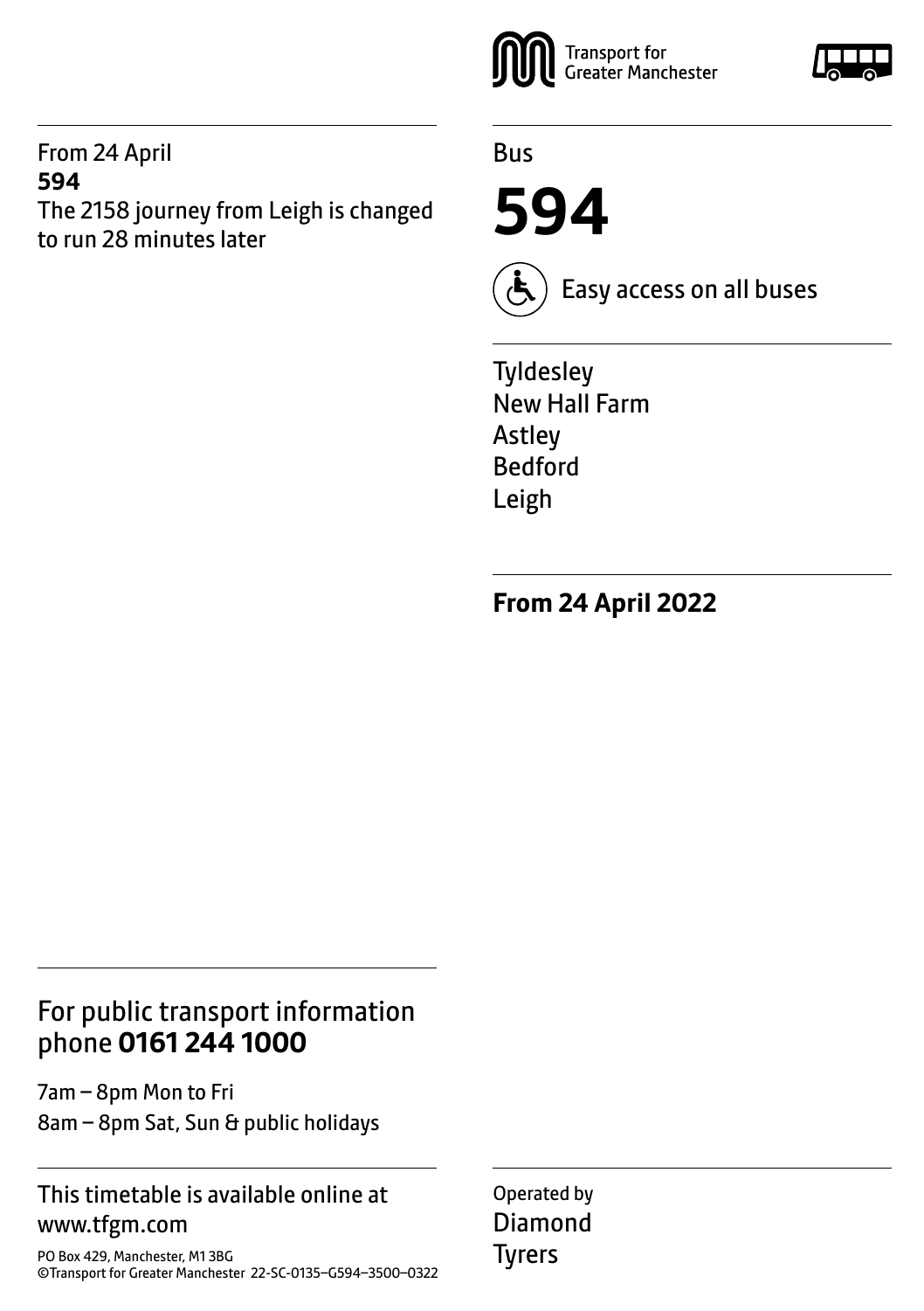Transport for Greater Manchester

From 24 April
**594**
The 2158 journey from Leigh is changed to run 28 minutes later

Bus

# 594

Easy access on all buses

Tyldesley
New Hall Farm
Astley
Bedford
Leigh

**From 24 April 2022**

For public transport information phone **0161 244 1000**

7am – 8pm Mon to Fri
8am – 8pm Sat, Sun & public holidays

This timetable is available online at www.tfgm.com

PO Box 429, Manchester, M1 3BG
©Transport for Greater Manchester 22-SC-0135–G594–3500–0322

Operated by
Diamond
Tyrers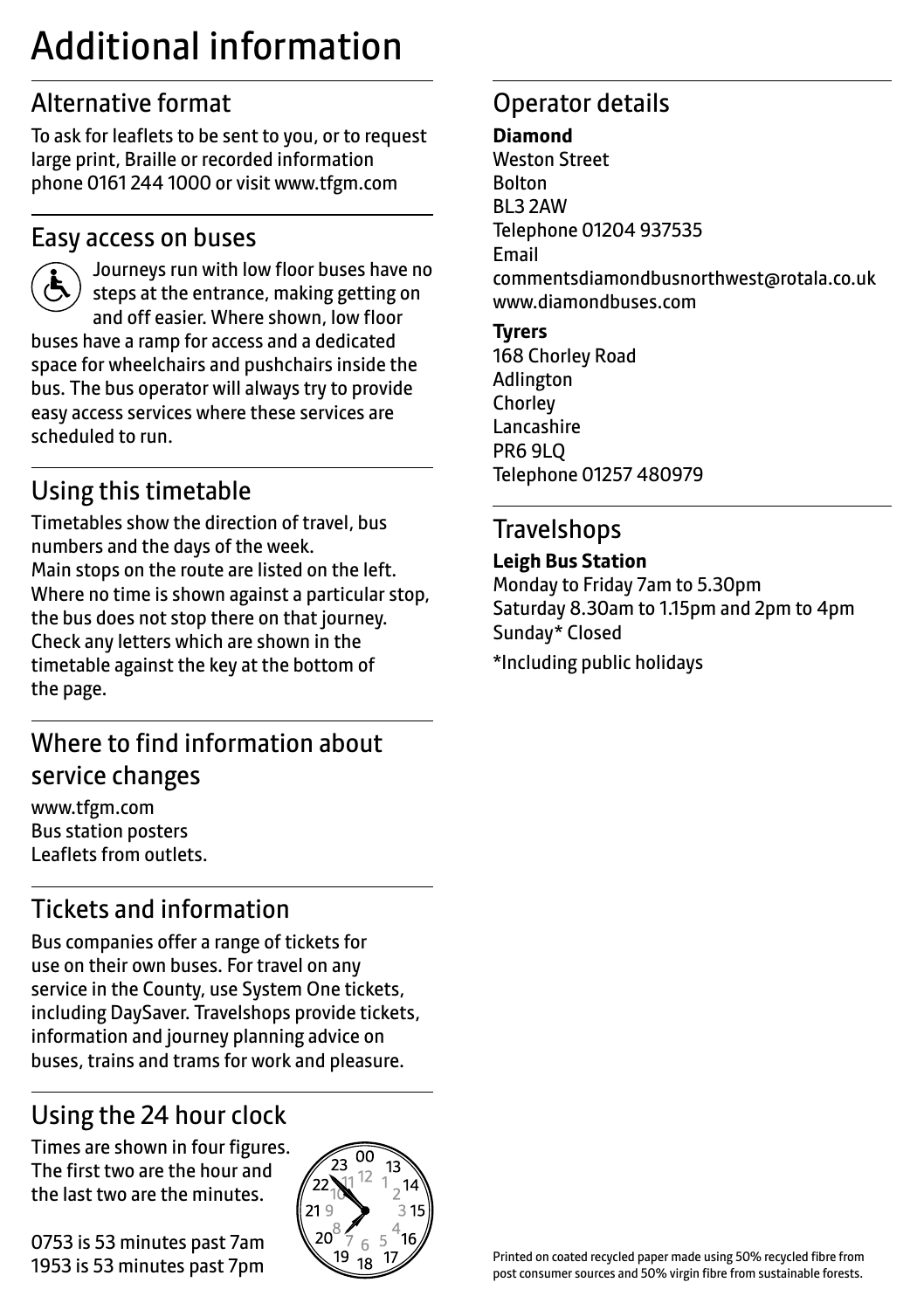# Additional information

## Alternative format

To ask for leaflets to be sent to you, or to request large print, Braille or recorded information phone 0161 244 1000 or visit www.tfgm.com

## Easy access on buses

Journeys run with low floor buses have no steps at the entrance, making getting on and off easier. Where shown, low floor buses have a ramp for access and a dedicated space for wheelchairs and pushchairs inside the bus. The bus operator will always try to provide easy access services where these services are scheduled to run.

## Using this timetable

Timetables show the direction of travel, bus numbers and the days of the week.
Main stops on the route are listed on the left. Where no time is shown against a particular stop, the bus does not stop there on that journey. Check any letters which are shown in the timetable against the key at the bottom of the page.

## Where to find information about service changes

www.tfgm.com
Bus station posters
Leaflets from outlets.

## Tickets and information

Bus companies offer a range of tickets for use on their own buses. For travel on any service in the County, use System One tickets, including DaySaver. Travelshops provide tickets, information and journey planning advice on buses, trains and trams for work and pleasure.

## Using the 24 hour clock

Times are shown in four figures. The first two are the hour and the last two are the minutes.

0753 is 53 minutes past 7am
1953 is 53 minutes past 7pm

## Operator details

**Diamond**
Weston Street
Bolton
BL3 2AW
Telephone 01204 937535
Email
commentsdiamondbusnorthwest@rotala.co.uk
www.diamondbuses.com

**Tyrers**
168 Chorley Road
Adlington
Chorley
Lancashire
PR6 9LQ
Telephone 01257 480979

## Travelshops

**Leigh Bus Station**
Monday to Friday 7am to 5.30pm
Saturday 8.30am to 1.15pm and 2pm to 4pm
Sunday* Closed

*Including public holidays

Printed on coated recycled paper made using 50% recycled fibre from post consumer sources and 50% virgin fibre from sustainable forests.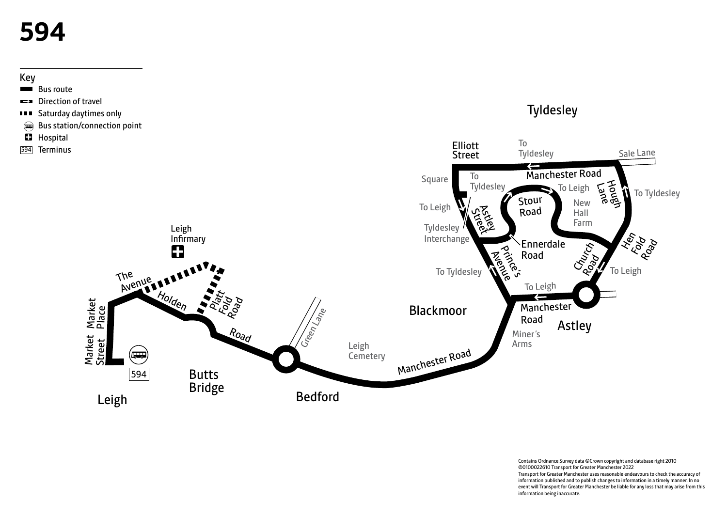# 594

Key

- Bus route
- Direction of travel
- Saturday daytimes only
- Bus station/connection point
- Hospital
- 594 Terminus

Tyldesley

Elliott Street

To Tyldesley

Sale Lane

Manchester Road

Square

To Tyldesley

To Leigh

Hough Lane

To Tyldesley

To Leigh

Stour Road

New Hall Farm

Astley Street

Tyldesley Interchange

Ennerdale Road

Hen Fold Road

Leigh Infirmary

Prince's Avenue

Church Road

To Tyldesley

To Leigh

The Avenue

To Leigh

Market Place

Holden

Platt Fold Road

Blackmoor

Manchester Road

Astley

Market Street

Green Lane

Miner's Arms

Road

Leigh Cemetery

Manchester Road

594

Butts Bridge

Leigh

Bedford

Contains Ordnance Survey data ©Crown copyright and database right 2010
©0100022610 Transport for Greater Manchester 2022
Transport for Greater Manchester uses reasonable endeavours to check the accuracy of information published and to publish changes to information in a timely manner. In no event will Transport for Greater Manchester be liable for any loss that may arise from this information being inaccurate.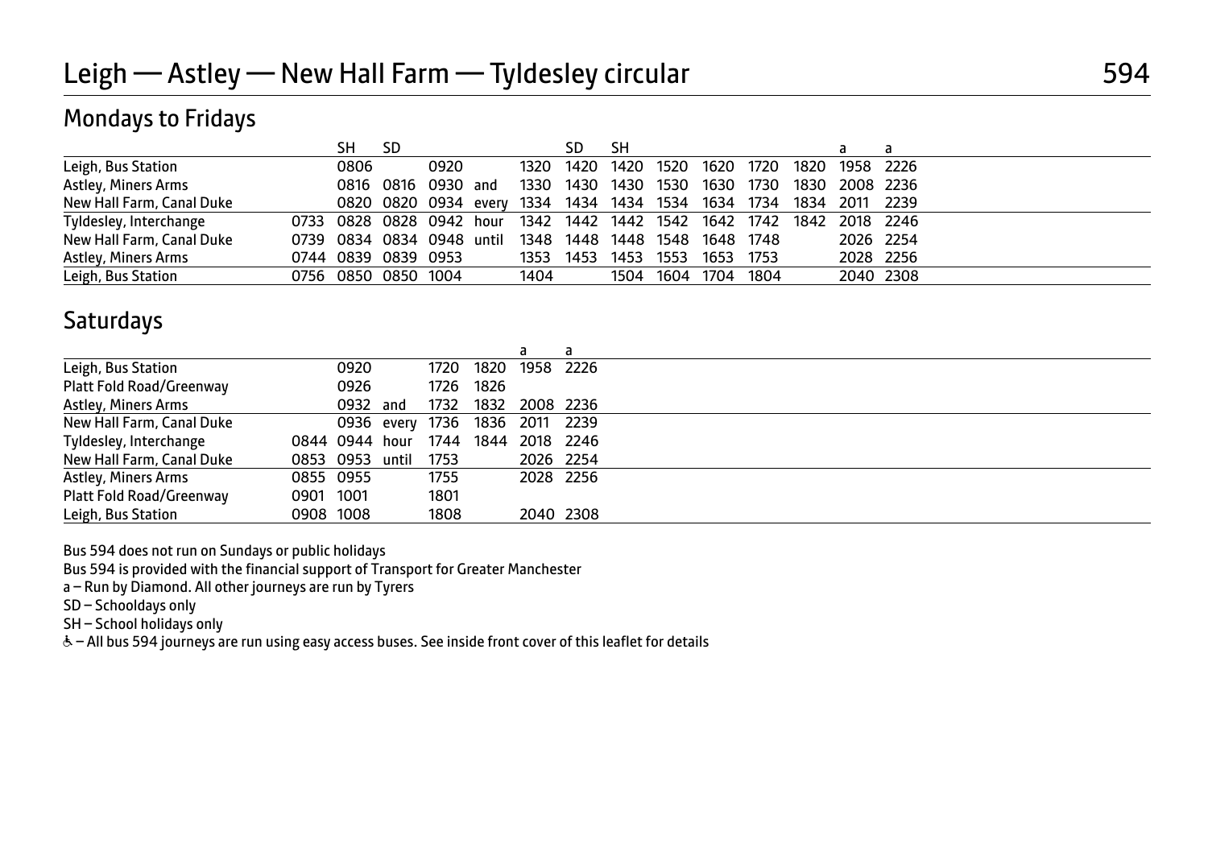# Leigh — Astley — New Hall Farm — Tyldesley circular

## Mondays to Fridays

| | | SH | SD | | | | SD | SH | | | | | a | a |
|---|---|---|---|---|---|---|---|---|---|---|---|---|---|---|
| Leigh, Bus Station | | 0806 | | 0920 | | 1320 | 1420 | 1420 | 1520 | 1620 | 1720 | 1820 | 1958 | 2226 |
| Astley, Miners Arms | | 0816 | 0816 | 0930 | and | 1330 | 1430 | 1430 | 1530 | 1630 | 1730 | 1830 | 2008 | 2236 |
| New Hall Farm, Canal Duke | | 0820 | 0820 | 0934 | every | 1334 | 1434 | 1434 | 1534 | 1634 | 1734 | 1834 | 2011 | 2239 |
| Tyldesley, Interchange | 0733 | 0828 | 0828 | 0942 | hour | 1342 | 1442 | 1442 | 1542 | 1642 | 1742 | 1842 | 2018 | 2246 |
| New Hall Farm, Canal Duke | 0739 | 0834 | 0834 | 0948 | until | 1348 | 1448 | 1448 | 1548 | 1648 | 1748 | | 2026 | 2254 |
| Astley, Miners Arms | 0744 | 0839 | 0839 | 0953 | | 1353 | 1453 | 1453 | 1553 | 1653 | 1753 | | 2028 | 2256 |
| Leigh, Bus Station | 0756 | 0850 | 0850 | 1004 | | 1404 | | 1504 | 1604 | 1704 | 1804 | | 2040 | 2308 |

## Saturdays

| | | | | | | a | a |
|---|---|---|---|---|---|---|---|
| Leigh, Bus Station | | 0920 | | 1720 | 1820 | 1958 | 2226 |
| Platt Fold Road/Greenway | | 0926 | | 1726 | 1826 | | |
| Astley, Miners Arms | | 0932 | and | 1732 | 1832 | 2008 | 2236 |
| New Hall Farm, Canal Duke | | 0936 | every | 1736 | 1836 | 2011 | 2239 |
| Tyldesley, Interchange | 0844 | 0944 | hour | 1744 | 1844 | 2018 | 2246 |
| New Hall Farm, Canal Duke | 0853 | 0953 | until | 1753 | | 2026 | 2254 |
| Astley, Miners Arms | 0855 | 0955 | | 1755 | | 2028 | 2256 |
| Platt Fold Road/Greenway | 0901 | 1001 | | 1801 | | | |
| Leigh, Bus Station | 0908 | 1008 | | 1808 | | 2040 | 2308 |

Bus 594 does not run on Sundays or public holidays

Bus 594 is provided with the financial support of Transport for Greater Manchester

a – Run by Diamond. All other journeys are run by Tyrers

SD – Schooldays only

SH – School holidays only

♿ – All bus 594 journeys are run using easy access buses. See inside front cover of this leaflet for details